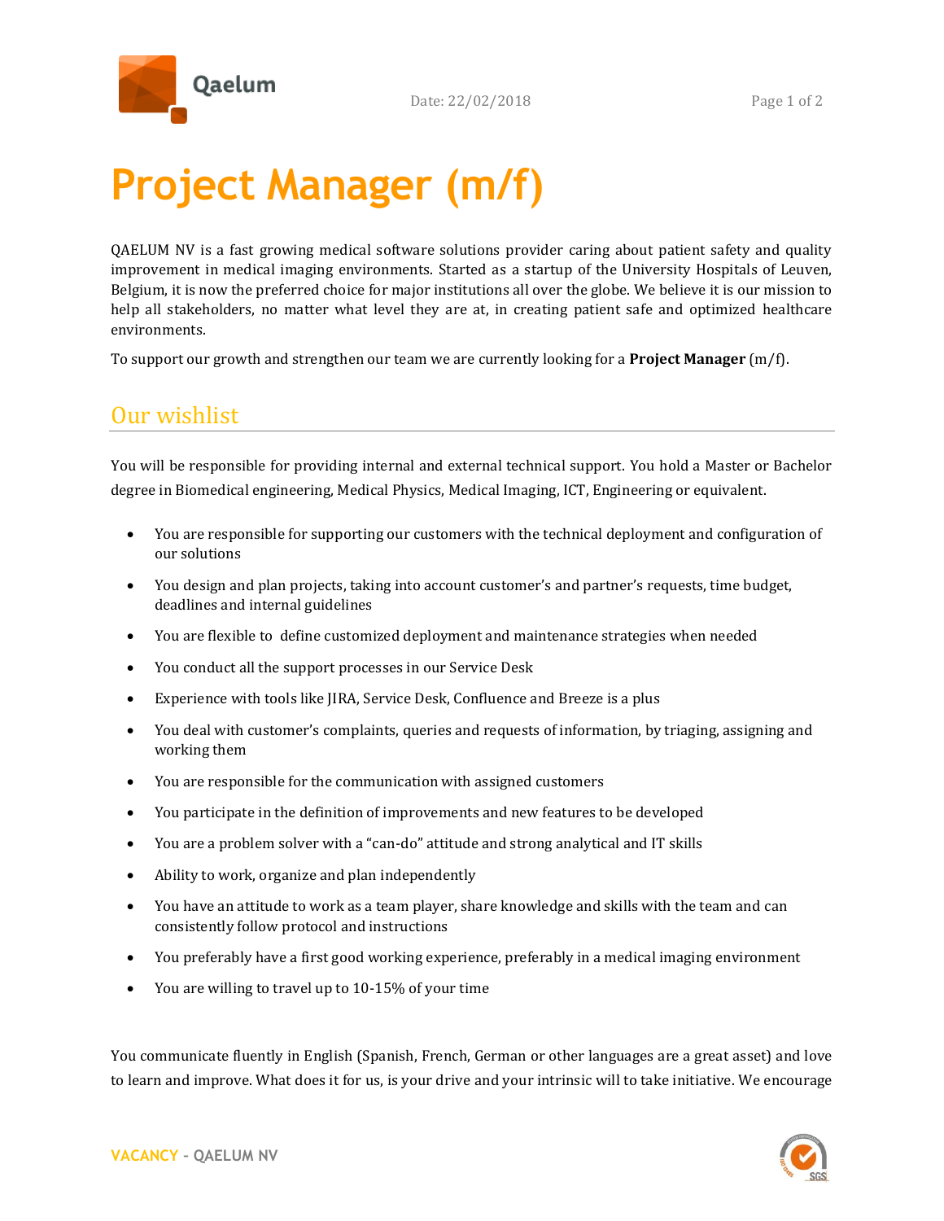# Project Manager (m/f)

QAELUM NV is a fast growing medical software solutions provider caring about patient safety and quality improvement in medical imaging environments. Started as a startup of the University Hospitals of Leuven, Belgium, it is now the preferred choice for major institutions all over the globe. We believe it is our mission to help all stakeholders, no matter what level they are at, in creating patient safe and optimized healthcare environments.

To support our growth and strengthen our team we are currently looking for a **Project Manager** (m/f).

## Our wishlist

You will be responsible for providing internal and external technical support. You hold a Master or Bachelor degree in Biomedical engineering, Medical Physics, Medical Imaging, ICT, Engineering or equivalent.

- You are responsible for supporting our customers with the technical deployment and configuration of our solutions
- You design and plan projects, taking into account customer's and partner's requests, time budget, deadlines and internal guidelines
- You are flexible to define customized deployment and maintenance strategies when needed
- You conduct all the support processes in our Service Desk
- Experience with tools like JIRA, Service Desk, Confluence and Breeze is a plus
- You deal with customer's complaints, queries and requests of information, by triaging, assigning and working them
- You are responsible for the communication with assigned customers
- You participate in the definition of improvements and new features to be developed
- You are a problem solver with a "can-do" attitude and strong analytical and IT skills
- Ability to work, organize and plan independently
- You have an attitude to work as a team player, share knowledge and skills with the team and can consistently follow protocol and instructions
- You preferably have a first good working experience, preferably in a medical imaging environment
- You are willing to travel up to 10-15% of your time

You communicate fluently in English (Spanish, French, German or other languages are a great asset) and love to learn and improve. What does it for us, is your drive and your intrinsic will to take initiative. We encourage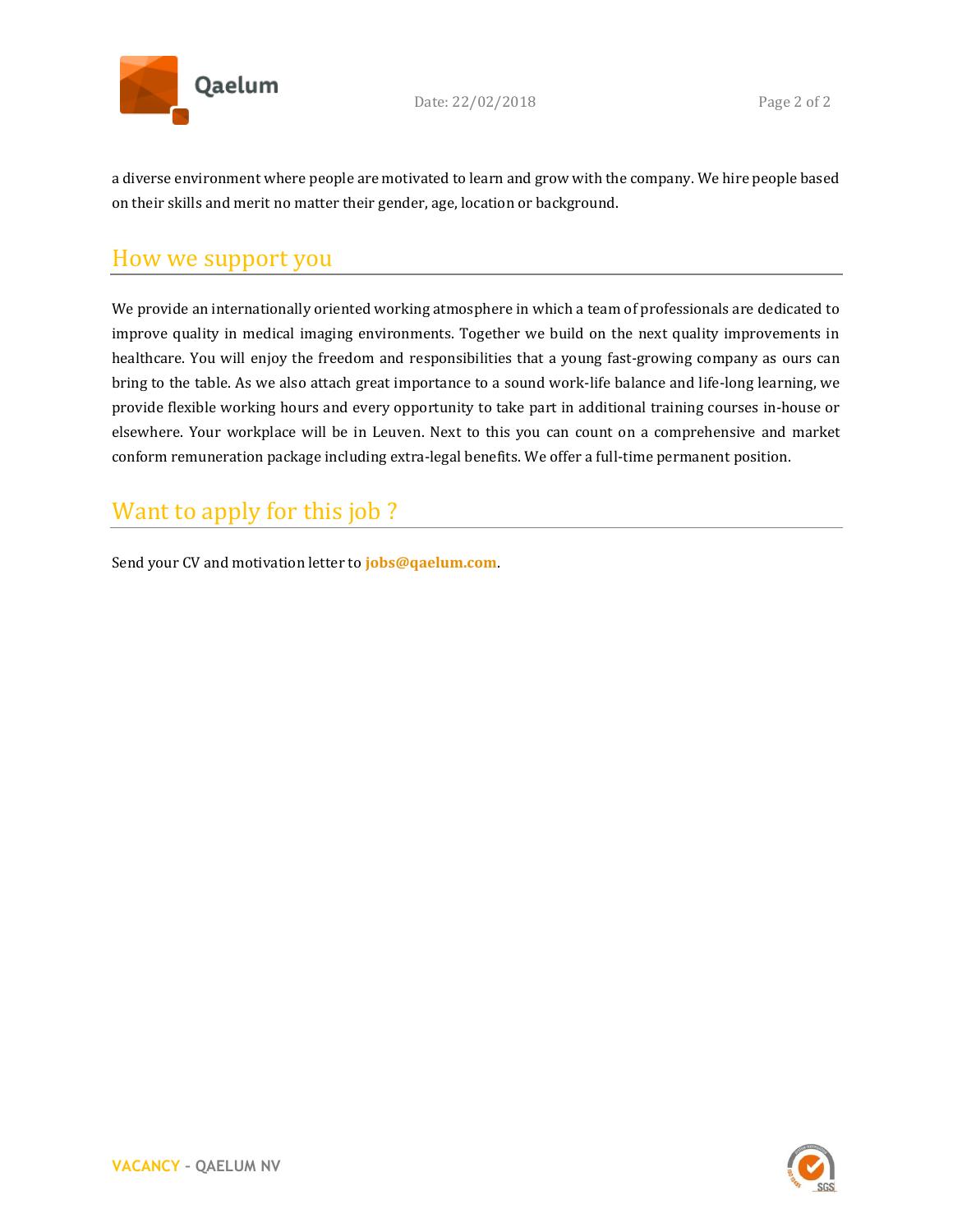a diverse environment where people are motivated to learn and grow with the company. We hire people based on their skills and merit no matter their gender, age, location or background.

## How we support you

We provide an internationally oriented working atmosphere in which a team of professionals are dedicated to improve quality in medical imaging environments. Together we build on the next quality improvements in healthcare. You will enjoy the freedom and responsibilities that a young fast-growing company as ours can bring to the table. As we also attach great importance to a sound work-life balance and life-long learning, we provide flexible working hours and every opportunity to take part in additional training courses in-house or elsewhere. Your workplace will be in Leuven. Next to this you can count on a comprehensive and market conform remuneration package including extra-legal benefits. We offer a full-time permanent position.

## Want to apply for this job ?

Send your CV and motivation letter to **jobs@qaelum.com**.